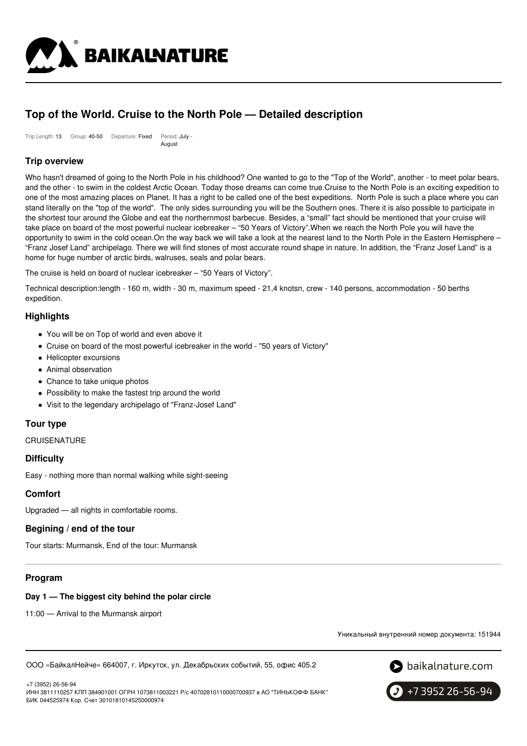# Top of the World. Cruise to the North Pole — Detailed description

Trip Length: 13 Group: 40-50 Departure: Fixed Period: July - August

## Trip overview

Who hasn't dreamed of going to the North Pole in his childhood? One wanted to go to the "Top of the World", another - to meet polar bears, and the other - to swim in the coldest Arctic Ocean. Today those dreams can come true.Cruise to the North Pole is an exciting expedition to one of the most amazing places on Planet. It has a right to be called one of the best expeditions.  North Pole is such a place where you can stand literally on the "top of the world".  The only sides surrounding you will be the Southern ones. There it is also possible to participate in the shortest tour around the Globe and eat the northernmost barbecue. Besides, a “small” fact should be mentioned that your cruise will take place on board of the most powerful nuclear icebreaker – “50 Years of Victory”.When we reach the North Pole you will have the opportunity to swim in the cold ocean.On the way back we will take a look at the nearest land to the North Pole in the Eastern Hemisphere – “Franz Josef Land” archipelago. There we will find stones of most accurate round shape in nature. In addition, the “Franz Josef Land” is a home for huge number of arctic birds, walruses, seals and polar bears.

The cruise is held on board of nuclear icebreaker – “50 Years of Victory”.

Technical description:length - 160 m, width - 30 m, maximum speed - 21,4 knotsn, crew - 140 persons, accommodation - 50 berths expedition.

## Highlights

- You will be on Top of world and even above it
- Cruise on board of the most powerful icebreaker in the world - "50 years of Victory"
- Helicopter excursions
- Animal observation
- Chance to take unique photos
- Possibility to make the fastest trip around the world
- Visit to the legendary archipelago of "Franz-Josef Land"

## Tour type

CRUISENATURE

## Difficulty

Easy - nothing more than normal walking while sight-seeing

## Comfort

Upgraded — all nights in comfortable rooms.

## Begining / end of the tour

Tour starts: Murmansk, End of the tour: Murmansk

## Program

### Day 1 — The biggest city behind the polar circle

11:00 — Arrival to the Murmansk airport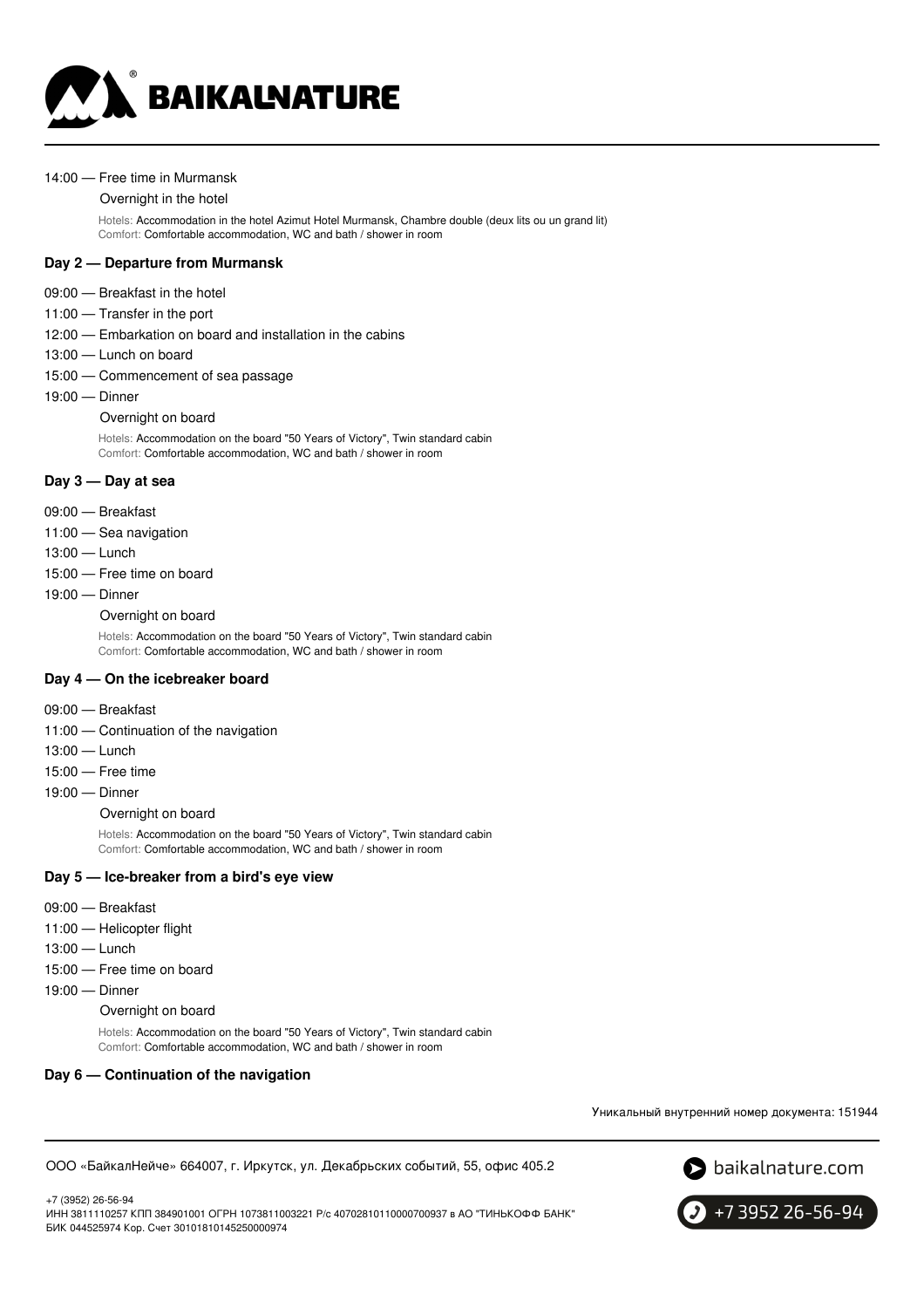14:00 — Free time in Murmansk

Overnight in the hotel

Hotels: Accommodation in the hotel Azimut Hotel Murmansk, Chambre double (deux lits ou un grand lit)
Comfort: Comfortable accommodation, WC and bath / shower in room

**Day 2 — Departure from Murmansk**

09:00 — Breakfast in the hotel
11:00 — Transfer in the port
12:00 — Embarkation on board and installation in the cabins
13:00 — Lunch on board
15:00 — Commencement of sea passage
19:00 — Dinner

Overnight on board

Hotels: Accommodation on the board "50 Years of Victory", Twin standard cabin
Comfort: Comfortable accommodation, WC and bath / shower in room

**Day 3 — Day at sea**

09:00 — Breakfast
11:00 — Sea navigation
13:00 — Lunch
15:00 — Free time on board
19:00 — Dinner

Overnight on board

Hotels: Accommodation on the board "50 Years of Victory", Twin standard cabin
Comfort: Comfortable accommodation, WC and bath / shower in room

**Day 4 — On the icebreaker board**

09:00 — Breakfast
11:00 — Continuation of the navigation
13:00 — Lunch
15:00 — Free time
19:00 — Dinner

Overnight on board

Hotels: Accommodation on the board "50 Years of Victory", Twin standard cabin
Comfort: Comfortable accommodation, WC and bath / shower in room

**Day 5 — Ice-breaker from a bird's eye view**

09:00 — Breakfast
11:00 — Helicopter flight
13:00 — Lunch
15:00 — Free time on board
19:00 — Dinner

Overnight on board

Hotels: Accommodation on the board "50 Years of Victory", Twin standard cabin
Comfort: Comfortable accommodation, WC and bath / shower in room

**Day 6 — Continuation of the navigation**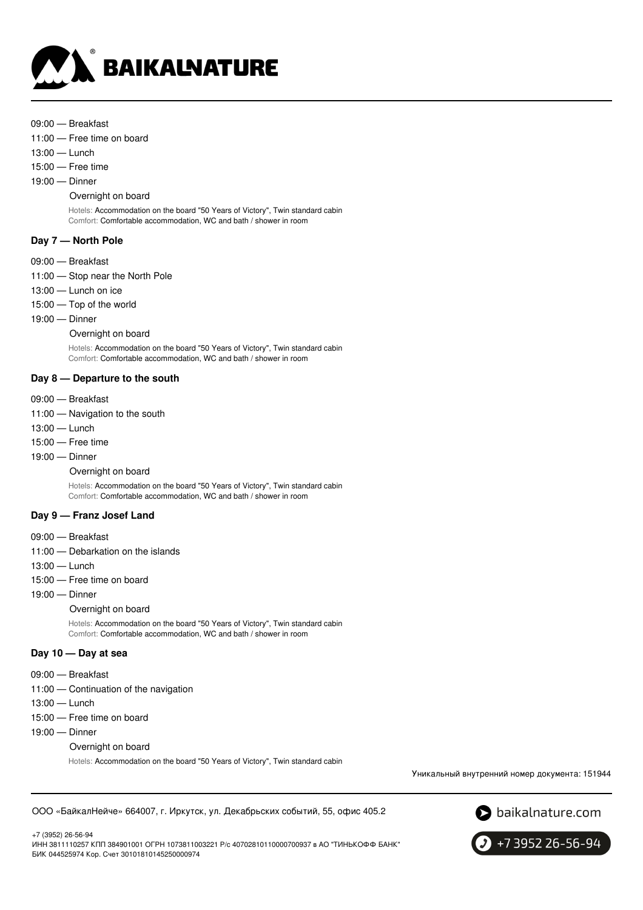09:00 — Breakfast
11:00 — Free time on board
13:00 — Lunch
15:00 — Free time
19:00 — Dinner

Overnight on board

Hotels: Accommodation on the board "50 Years of Victory", Twin standard cabin
Comfort: Comfortable accommodation, WC and bath / shower in room

### Day 7 — North Pole

09:00 — Breakfast
11:00 — Stop near the North Pole
13:00 — Lunch on ice
15:00 — Top of the world
19:00 — Dinner

Overnight on board

Hotels: Accommodation on the board "50 Years of Victory", Twin standard cabin
Comfort: Comfortable accommodation, WC and bath / shower in room

### Day 8 — Departure to the south

09:00 — Breakfast
11:00 — Navigation to the south
13:00 — Lunch
15:00 — Free time
19:00 — Dinner

Overnight on board

Hotels: Accommodation on the board "50 Years of Victory", Twin standard cabin
Comfort: Comfortable accommodation, WC and bath / shower in room

### Day 9 — Franz Josef Land

09:00 — Breakfast
11:00 — Debarkation on the islands
13:00 — Lunch
15:00 — Free time on board
19:00 — Dinner

Overnight on board

Hotels: Accommodation on the board "50 Years of Victory", Twin standard cabin
Comfort: Comfortable accommodation, WC and bath / shower in room

### Day 10 — Day at sea

09:00 — Breakfast
11:00 — Continuation of the navigation
13:00 — Lunch
15:00 — Free time on board
19:00 — Dinner

Overnight on board

Hotels: Accommodation on the board "50 Years of Victory", Twin standard cabin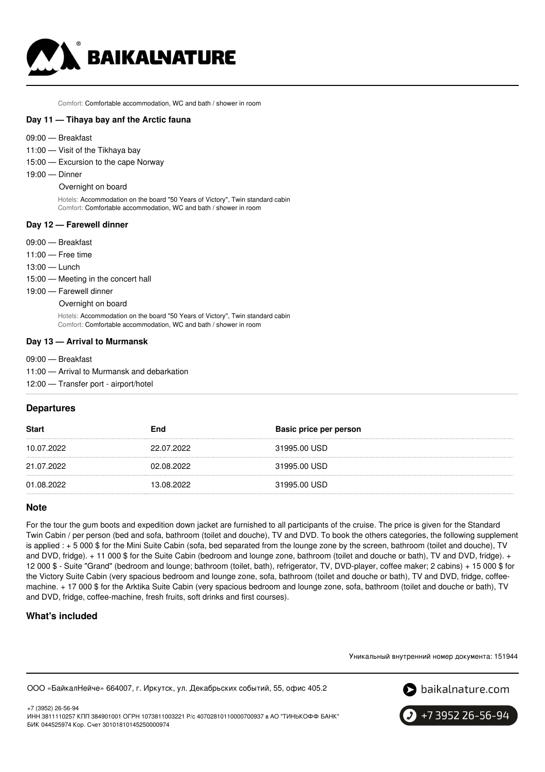Comfort: Comfortable accommodation, WC and bath / shower in room

### Day 11 — Tihaya bay anf the Arctic fauna

- 09:00 — Breakfast
- 11:00 — Visit of the Tikhaya bay
- 15:00 — Excursion to the cape Norway
- 19:00 — Dinner

  Overnight on board

  Hotels: Accommodation on the board "50 Years of Victory", Twin standard cabin
  Comfort: Comfortable accommodation, WC and bath / shower in room

### Day 12 — Farewell dinner

- 09:00 — Breakfast
- 11:00 — Free time
- 13:00 — Lunch
- 15:00 — Meeting in the concert hall
- 19:00 — Farewell dinner

  Overnight on board

  Hotels: Accommodation on the board "50 Years of Victory", Twin standard cabin
  Comfort: Comfortable accommodation, WC and bath / shower in room

### Day 13 — Arrival to Murmansk

- 09:00 — Breakfast
- 11:00 — Arrival to Murmansk and debarkation
- 12:00 — Transfer port - airport/hotel

## Departures

| Start | End | Basic price per person |
|---|---|---|
| 10.07.2022 | 22.07.2022 | 31995.00 USD |
| 21.07.2022 | 02.08.2022 | 31995.00 USD |
| 01.08.2022 | 13.08.2022 | 31995.00 USD |

## Note

For the tour the gum boots and expedition down jacket are furnished to all participants of the cruise. The price is given for the Standard Twin Cabin / per person (bed and sofa, bathroom (toilet and douche), TV and DVD. To book the others categories, the following supplement is applied : + 5 000 $ for the Mini Suite Cabin (sofa, bed separated from the lounge zone by the screen, bathroom (toilet and douche), TV and DVD, fridge). + 11 000 $ for the Suite Cabin (bedroom and lounge zone, bathroom (toilet and douche or bath), TV and DVD, fridge). + 12 000 $ - Suite "Grand" (bedroom and lounge; bathroom (toilet, bath), refrigerator, TV, DVD-player, coffee maker; 2 cabins) + 15 000 $ for the Victory Suite Cabin (very spacious bedroom and lounge zone, sofa, bathroom (toilet and douche or bath), TV and DVD, fridge, coffee-machine. + 17 000 $ for the Arktika Suite Cabin (very spacious bedroom and lounge zone, sofa, bathroom (toilet and douche or bath), TV and DVD, fridge, coffee-machine, fresh fruits, soft drinks and first courses).

## What's included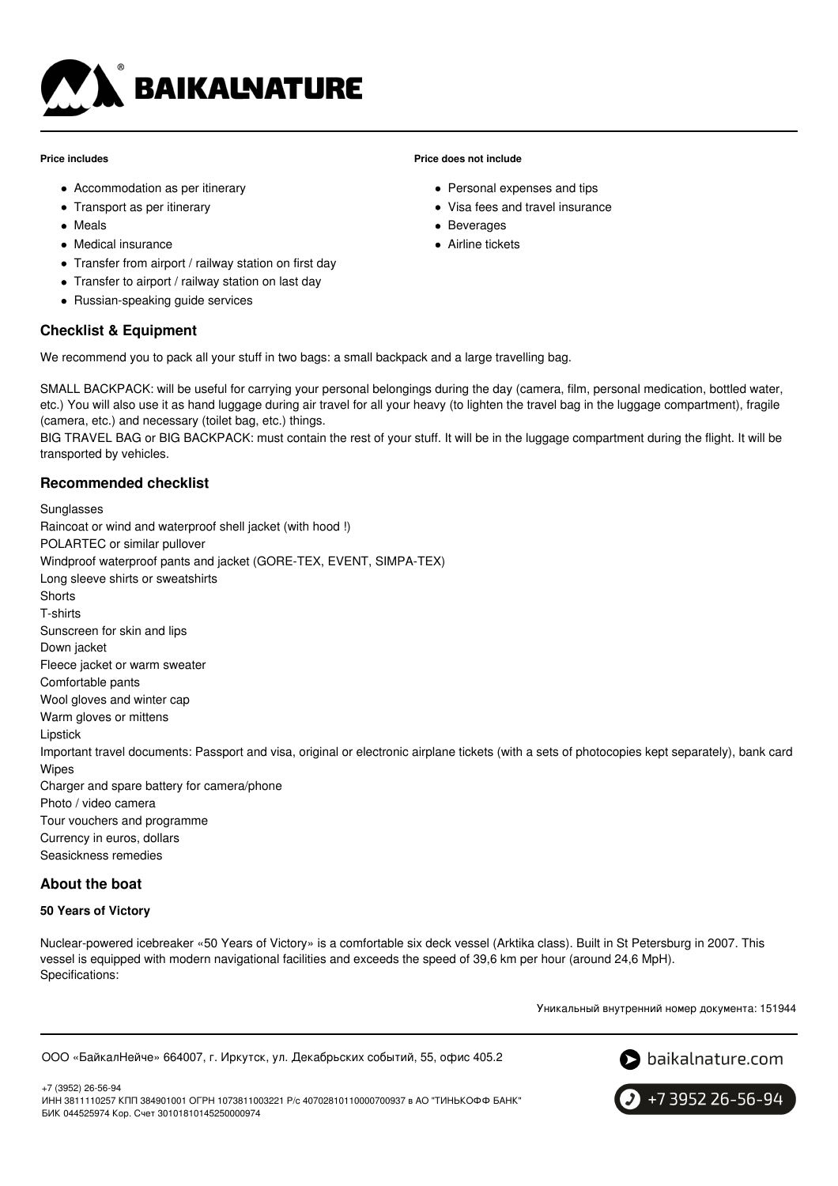**Price includes**

- Accommodation as per itinerary
- Transport as per itinerary
- Meals
- Medical insurance
- Transfer from airport / railway station on first day
- Transfer to airport / railway station on last day
- Russian-speaking guide services

**Price does not include**

- Personal expenses and tips
- Visa fees and travel insurance
- Beverages
- Airline tickets

## Checklist & Equipment

We recommend you to pack all your stuff in two bags: a small backpack and a large travelling bag.

SMALL BACKPACK: will be useful for carrying your personal belongings during the day (camera, film, personal medication, bottled water, etc.) You will also use it as hand luggage during air travel for all your heavy (to lighten the travel bag in the luggage compartment), fragile (camera, etc.) and necessary (toilet bag, etc.) things.
BIG TRAVEL BAG or BIG BACKPACK: must contain the rest of your stuff. It will be in the luggage compartment during the flight. It will be transported by vehicles.

## Recommended checklist

Sunglasses
Raincoat or wind and waterproof shell jacket (with hood !)
POLARTEC or similar pullover
Windproof waterproof pants and jacket (GORE-TEX, EVENT, SIMPA-TEX)
Long sleeve shirts or sweatshirts
Shorts
T-shirts
Sunscreen for skin and lips
Down jacket
Fleece jacket or warm sweater
Comfortable pants
Wool gloves and winter cap
Warm gloves or mittens
Lipstick
Important travel documents: Passport and visa, original or electronic airplane tickets (with a sets of photocopies kept separately), bank card
Wipes
Charger and spare battery for camera/phone
Photo / video camera
Tour vouchers and programme
Currency in euros, dollars
Seasickness remedies

## About the boat

**50 Years of Victory**

Nuclear-powered icebreaker «50 Years of Victory» is a comfortable six deck vessel (Arktika class). Built in St Petersburg in 2007. This vessel is equipped with modern navigational facilities and exceeds the speed of 39,6 km per hour (around 24,6 MpH).
Specifications:

Уникальный внутренний номер документа: 151944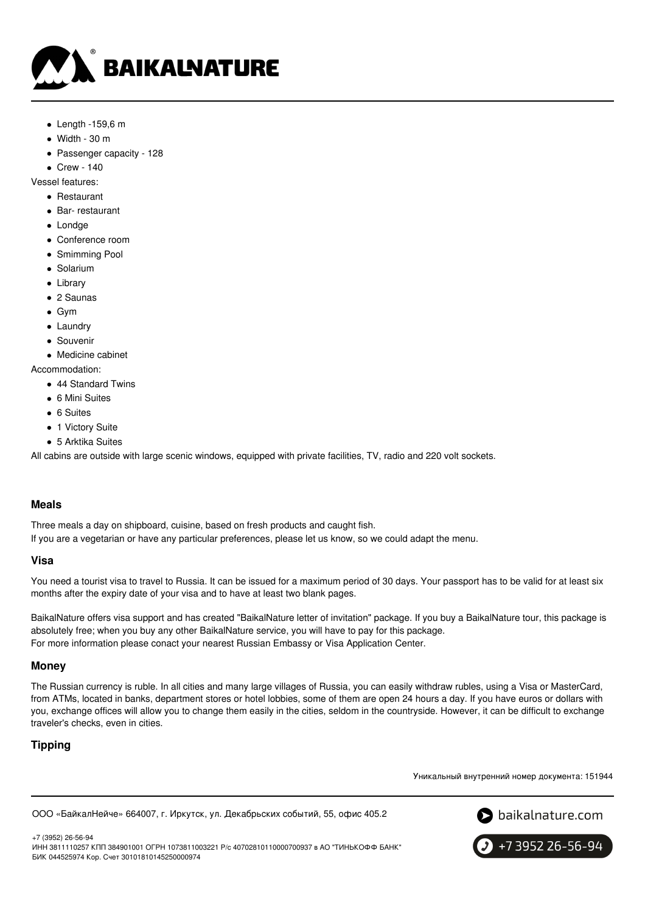- Length -159,6 m
- Width - 30 m
- Passenger capacity - 128
- Crew - 140

Vessel features:

- Restaurant
- Bar- restaurant
- Londge
- Conference room
- Smimming Pool
- Solarium
- Library
- 2 Saunas
- Gym
- Laundry
- Souvenir
- Medicine cabinet

Accommodation:

- 44 Standard Twins
- 6 Mini Suites
- 6 Suites
- 1 Victory Suite
- 5 Arktika Suites

All cabins are outside with large scenic windows, equipped with private facilities, TV, radio and 220 volt sockets.

### Meals

Three meals a day on shipboard, cuisine, based on fresh products and caught fish.
If you are a vegetarian or have any particular preferences, please let us know, so we could adapt the menu.

### Visa

You need a tourist visa to travel to Russia. It can be issued for a maximum period of 30 days. Your passport has to be valid for at least six months after the expiry date of your visa and to have at least two blank pages.

BaikalNature offers visa support and has created "BaikalNature letter of invitation" package. If you buy a BaikalNature tour, this package is absolutely free; when you buy any other BaikalNature service, you will have to pay for this package.
For more information please conact your nearest Russian Embassy or Visa Application Center.

### Money

The Russian currency is ruble. In all cities and many large villages of Russia, you can easily withdraw rubles, using a Visa or MasterCard, from ATMs, located in banks, department stores or hotel lobbies, some of them are open 24 hours a day. If you have euros or dollars with you, exchange offices will allow you to change them easily in the cities, seldom in the countryside. However, it can be difficult to exchange traveler's checks, even in cities.

### Tipping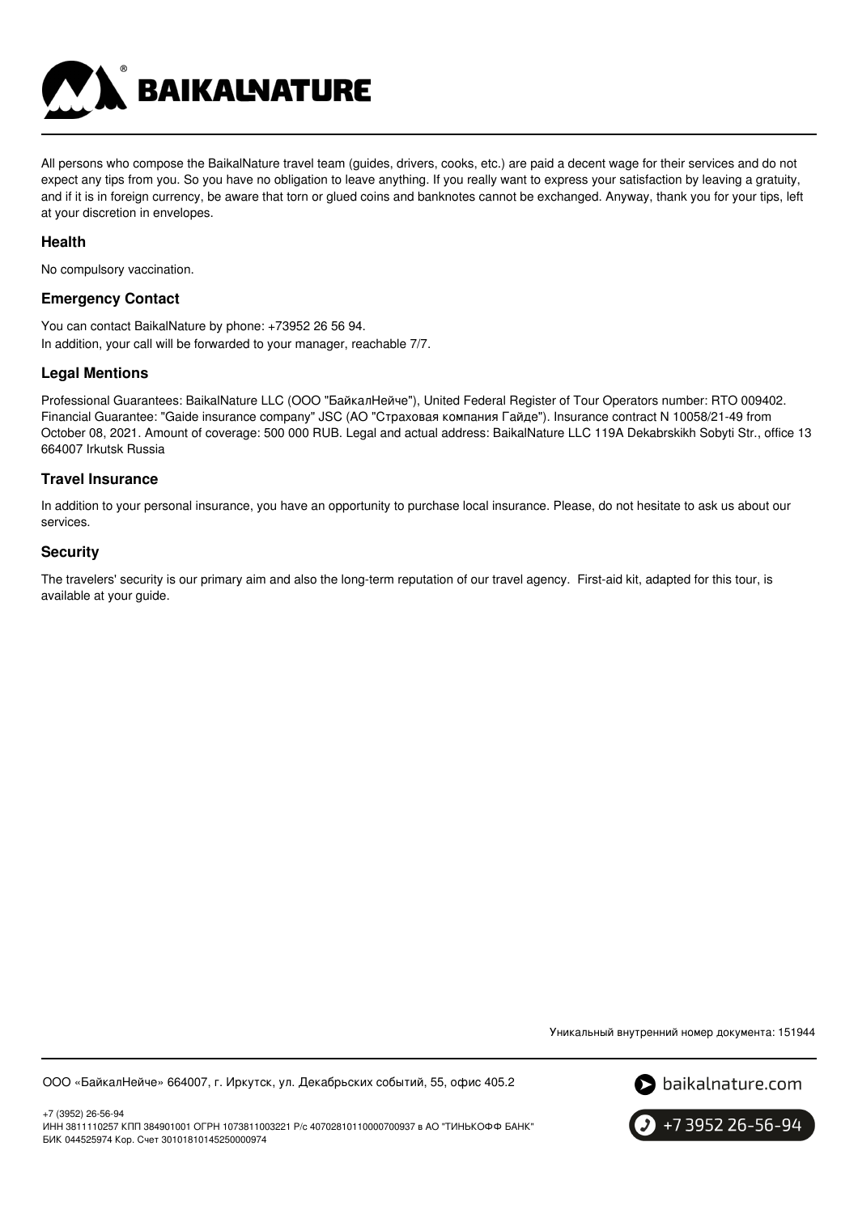All persons who compose the BaikalNature travel team (guides, drivers, cooks, etc.) are paid a decent wage for their services and do not expect any tips from you. So you have no obligation to leave anything. If you really want to express your satisfaction by leaving a gratuity, and if it is in foreign currency, be aware that torn or glued coins and banknotes cannot be exchanged. Anyway, thank you for your tips, left at your discretion in envelopes.

### Health

No compulsory vaccination.

### Emergency Contact

You can contact BaikalNature by phone: +73952 26 56 94.
In addition, your call will be forwarded to your manager, reachable 7/7.

### Legal Mentions

Professional Guarantees: BaikalNature LLC (ООО "БайкалНейче"), United Federal Register of Tour Operators number: RTO 009402. Financial Guarantee: "Gaide insurance company" JSC (АО "Страховая компания Гайде"). Insurance contract N 10058/21-49 from October 08, 2021. Amount of coverage: 500 000 RUB. Legal and actual address: BaikalNature LLC 119A Dekabrskikh Sobyti Str., office 13 664007 Irkutsk Russia

### Travel Insurance

In addition to your personal insurance, you have an opportunity to purchase local insurance. Please, do not hesitate to ask us about our services.

### Security

The travelers' security is our primary aim and also the long-term reputation of our travel agency. First-aid kit, adapted for this tour, is available at your guide.

Уникальный внутренний номер документа: 151944